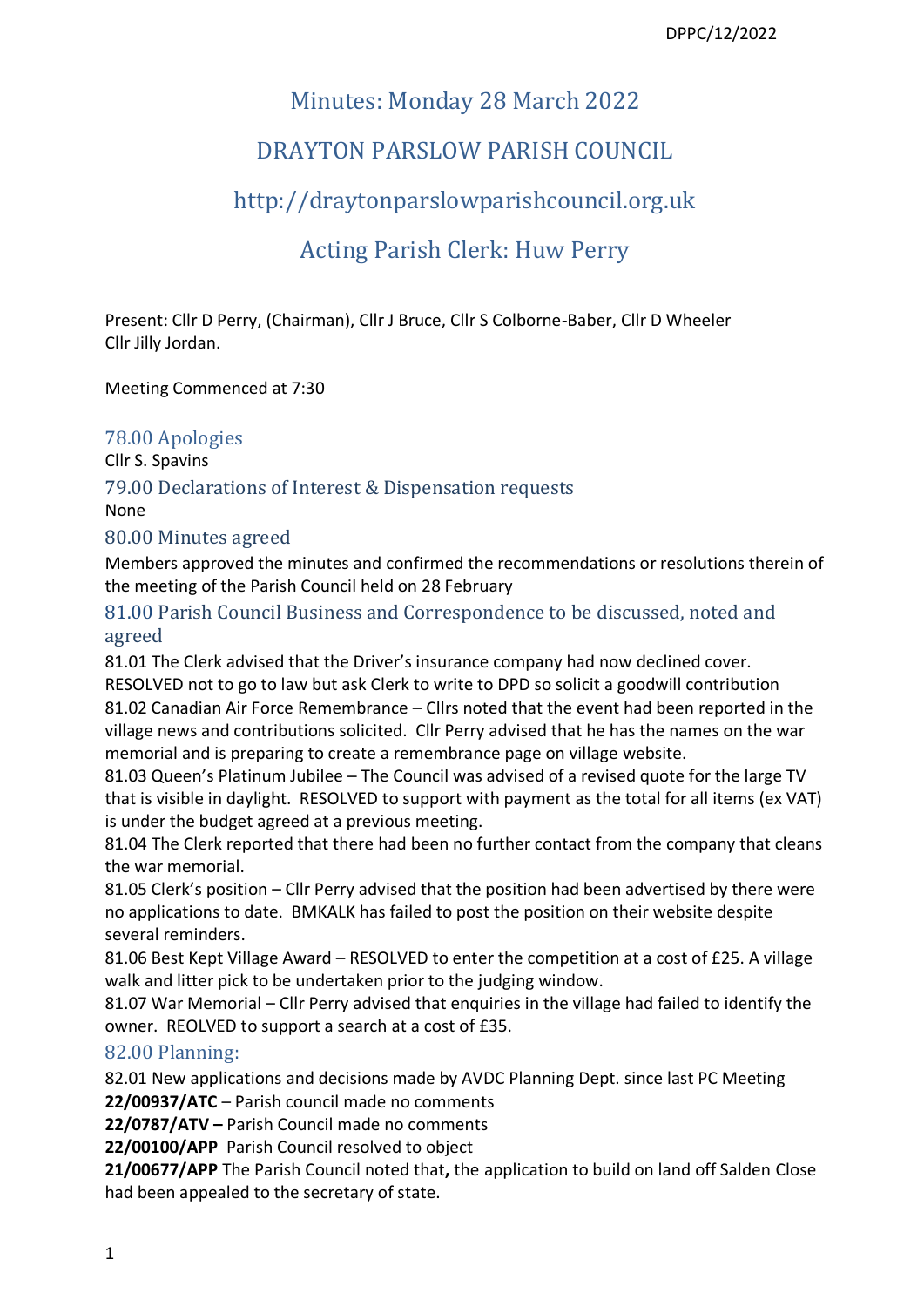DPPC/12/2022

# Minutes: Monday 28 March 2022

# DRAYTON PARSLOW PARISH COUNCIL

# http://draytonparslowparishcouncil.org.uk

# Acting Parish Clerk: Huw Perry

Present: Cllr D Perry, (Chairman), Cllr J Bruce, Cllr S Colborne-Baber, Cllr D Wheeler Cllr Jilly Jordan.

Meeting Commenced at 7:30

## 78.00 Apologies

Cllr S. Spavins

## 79.00 Declarations of Interest & Dispensation requests

None

## 80.00 Minutes agreed

Members approved the minutes and confirmed the recommendations or resolutions therein of the meeting of the Parish Council held on 28 February

## 81.00 Parish Council Business and Correspondence to be discussed, noted and agreed

81.01 The Clerk advised that the Driver's insurance company had now declined cover. RESOLVED not to go to law but ask Clerk to write to DPD so solicit a goodwill contribution

81.02 Canadian Air Force Remembrance – Cllrs noted that the event had been reported in the village news and contributions solicited. Cllr Perry advised that he has the names on the war memorial and is preparing to create a remembrance page on village website.

81.03 Queen's Platinum Jubilee – The Council was advised of a revised quote for the large TV that is visible in daylight. RESOLVED to support with payment as the total for all items (ex VAT) is under the budget agreed at a previous meeting.

81.04 The Clerk reported that there had been no further contact from the company that cleans the war memorial.

81.05 Clerk's position – Cllr Perry advised that the position had been advertised by there were no applications to date. BMKALK has failed to post the position on their website despite several reminders.

81.06 Best Kept Village Award – RESOLVED to enter the competition at a cost of £25. A village walk and litter pick to be undertaken prior to the judging window.

81.07 War Memorial – Cllr Perry advised that enquiries in the village had failed to identify the owner. REOLVED to support a search at a cost of £35.

## 82.00 Planning:

82.01 New applications and decisions made by AVDC Planning Dept. since last PC Meeting

**22/00937/ATC** – Parish council made no comments

**22/0787/ATV –** Parish Council made no comments

**22/00100/APP** Parish Council resolved to object

**21/00677/APP** The Parish Council noted that**,** the application to build on land off Salden Close had been appealed to the secretary of state.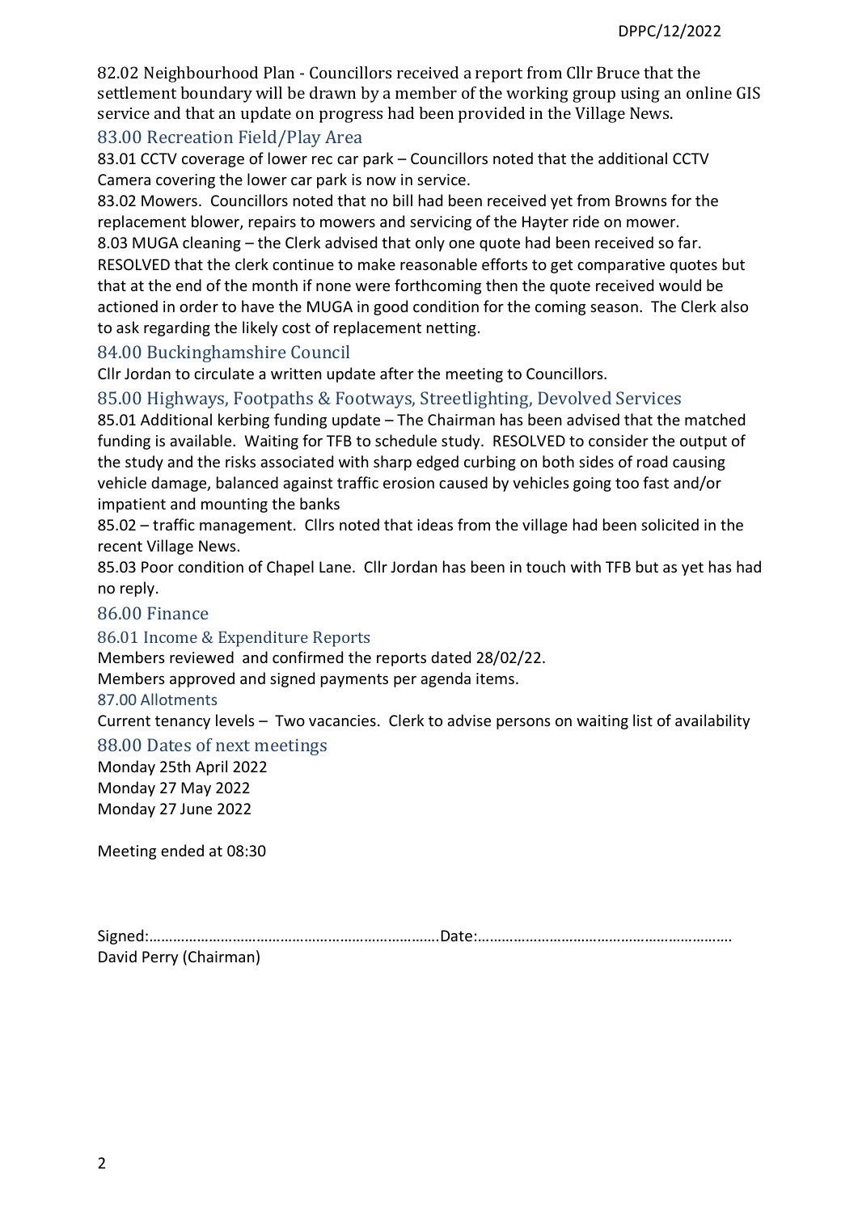82.02 Neighbourhood Plan - Councillors received a report from Cllr Bruce that the settlement boundary will be drawn by a member of the working group using an online GIS service and that an update on progress had been provided in the Village News.

## 83.00 Recreation Field/Play Area

83.01 CCTV coverage of lower rec car park – Councillors noted that the additional CCTV Camera covering the lower car park is now in service.

83.02 Mowers. Councillors noted that no bill had been received yet from Browns for the replacement blower, repairs to mowers and servicing of the Hayter ride on mower.

8.03 MUGA cleaning – the Clerk advised that only one quote had been received so far. RESOLVED that the clerk continue to make reasonable efforts to get comparative quotes but that at the end of the month if none were forthcoming then the quote received would be actioned in order to have the MUGA in good condition for the coming season. The Clerk also to ask regarding the likely cost of replacement netting.

## 84.00 Buckinghamshire Council

Cllr Jordan to circulate a written update after the meeting to Councillors.

## 85.00 Highways, Footpaths & Footways, Streetlighting, Devolved Services

85.01 Additional kerbing funding update – The Chairman has been advised that the matched funding is available. Waiting for TFB to schedule study. RESOLVED to consider the output of the study and the risks associated with sharp edged curbing on both sides of road causing vehicle damage, balanced against traffic erosion caused by vehicles going too fast and/or impatient and mounting the banks

85.02 – traffic management. Cllrs noted that ideas from the village had been solicited in the recent Village News.

85.03 Poor condition of Chapel Lane. Cllr Jordan has been in touch with TFB but as yet has had no reply.

## 86.00 Finance

### 86.01 Income & Expenditure Reports

Members reviewed and confirmed the reports dated 28/02/22.

Members approved and signed payments per agenda items.

### 87.00 Allotments

Current tenancy levels – Two vacancies. Clerk to advise persons on waiting list of availability

## 88.00 Dates of next meetings

Monday 25th April 2022
Monday 27 May 2022
Monday 27 June 2022

Meeting ended at 08:30

Signed:………………………………………………………………Date:………………………………………………………

David Perry (Chairman)